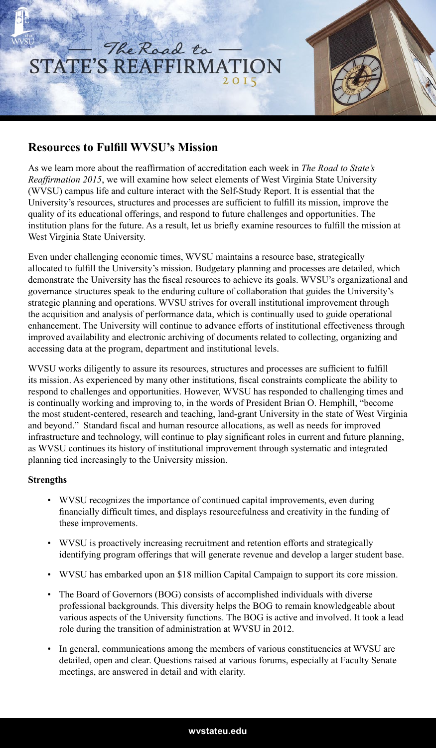# — The Road to — STATE'S REAFFIRMATION 2015

## Resources to Fulfill WVSU's Mission

As we learn more about the reaffirmation of accreditation each week in *The Road to State's Reaffirmation 2015*, we will examine how select elements of West Virginia State University (WVSU) campus life and culture interact with the Self-Study Report. It is essential that the University's resources, structures and processes are sufficient to fulfill its mission, improve the quality of its educational offerings, and respond to future challenges and opportunities. The institution plans for the future. As a result, let us briefly examine resources to fulfill the mission at West Virginia State University.

Even under challenging economic times, WVSU maintains a resource base, strategically allocated to fulfill the University's mission. Budgetary planning and processes are detailed, which demonstrate the University has the fiscal resources to achieve its goals. WVSU's organizational and governance structures speak to the enduring culture of collaboration that guides the University's strategic planning and operations. WVSU strives for overall institutional improvement through the acquisition and analysis of performance data, which is continually used to guide operational enhancement. The University will continue to advance efforts of institutional effectiveness through improved availability and electronic archiving of documents related to collecting, organizing and accessing data at the program, department and institutional levels.

WVSU works diligently to assure its resources, structures and processes are sufficient to fulfill its mission. As experienced by many other institutions, fiscal constraints complicate the ability to respond to challenges and opportunities. However, WVSU has responded to challenging times and is continually working and improving to, in the words of President Brian O. Hemphill, "become the most student-centered, research and teaching, land-grant University in the state of West Virginia and beyond." Standard fiscal and human resource allocations, as well as needs for improved infrastructure and technology, will continue to play significant roles in current and future planning, as WVSU continues its history of institutional improvement through systematic and integrated planning tied increasingly to the University mission.

**Strengths**

- WVSU recognizes the importance of continued capital improvements, even during financially difficult times, and displays resourcefulness and creativity in the funding of these improvements.
- WVSU is proactively increasing recruitment and retention efforts and strategically identifying program offerings that will generate revenue and develop a larger student base.
- WVSU has embarked upon an $18 million Capital Campaign to support its core mission.
- The Board of Governors (BOG) consists of accomplished individuals with diverse professional backgrounds. This diversity helps the BOG to remain knowledgeable about various aspects of the University functions. The BOG is active and involved. It took a lead role during the transition of administration at WVSU in 2012.
- In general, communications among the members of various constituencies at WVSU are detailed, open and clear. Questions raised at various forums, especially at Faculty Senate meetings, are answered in detail and with clarity.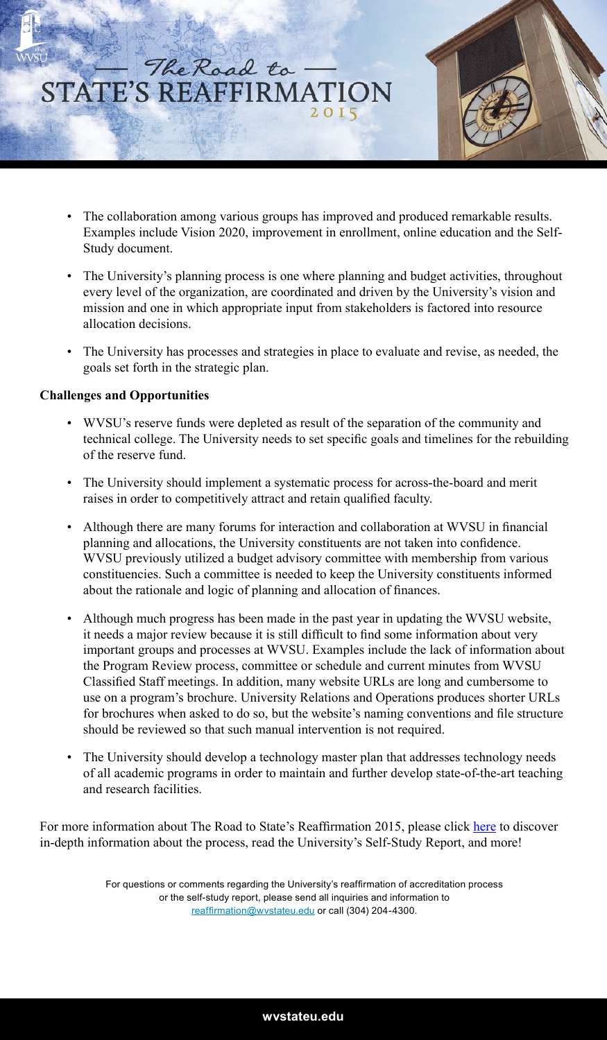# — The Road to —
# STATE'S REAFFIRMATION 2015

- The collaboration among various groups has improved and produced remarkable results. Examples include Vision 2020, improvement in enrollment, online education and the Self-Study document.
- The University's planning process is one where planning and budget activities, throughout every level of the organization, are coordinated and driven by the University's vision and mission and one in which appropriate input from stakeholders is factored into resource allocation decisions.
- The University has processes and strategies in place to evaluate and revise, as needed, the goals set forth in the strategic plan.

**Challenges and Opportunities**

- WVSU's reserve funds were depleted as result of the separation of the community and technical college. The University needs to set specific goals and timelines for the rebuilding of the reserve fund.
- The University should implement a systematic process for across-the-board and merit raises in order to competitively attract and retain qualified faculty.
- Although there are many forums for interaction and collaboration at WVSU in financial planning and allocations, the University constituents are not taken into confidence. WVSU previously utilized a budget advisory committee with membership from various constituencies. Such a committee is needed to keep the University constituents informed about the rationale and logic of planning and allocation of finances.
- Although much progress has been made in the past year in updating the WVSU website, it needs a major review because it is still difficult to find some information about very important groups and processes at WVSU. Examples include the lack of information about the Program Review process, committee or schedule and current minutes from WVSU Classified Staff meetings. In addition, many website URLs are long and cumbersome to use on a program's brochure. University Relations and Operations produces shorter URLs for brochures when asked to do so, but the website's naming conventions and file structure should be reviewed so that such manual intervention is not required.
- The University should develop a technology master plan that addresses technology needs of all academic programs in order to maintain and further develop state-of-the-art teaching and research facilities.

For more information about The Road to State's Reaffirmation 2015, please click here to discover in-depth information about the process, read the University's Self-Study Report, and more!

For questions or comments regarding the University's reaffirmation of accreditation process or the self-study report, please send all inquiries and information to reaffirmation@wvstateu.edu or call (304) 204-4300.

wvstateu.edu